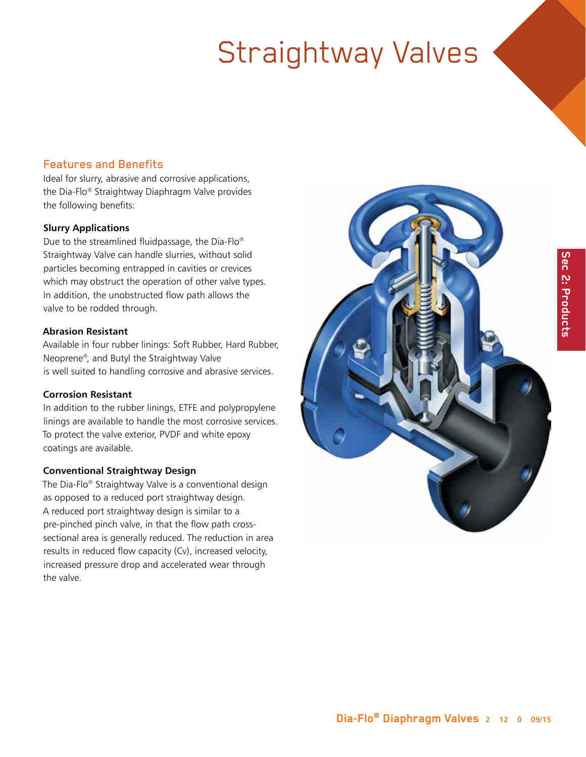# Straightway Valves

## Features and Benefits

Ideal for slurry, abrasive and corrosive applications, the Dia-Flo® Straightway Diaphragm Valve provides the following benefits:

### Slurry Applications

Due to the streamlined fluidpassage, the Dia-Flo® Straightway Valve can handle slurries, without solid particles becoming entrapped in cavities or crevices which may obstruct the operation of other valve types. In addition, the unobstructed flow path allows the valve to be rodded through.

### Abrasion Resistant

Available in four rubber linings: Soft Rubber, Hard Rubber, Neoprene®, and Butyl the Straightway Valve is well suited to handling corrosive and abrasive services.

### Corrosion Resistant

In addition to the rubber linings, ETFE and polypropylene linings are available to handle the most corrosive services. To protect the valve exterior, PVDF and white epoxy coatings are available.

### Conventional Straightway Design

The Dia-Flo® Straightway Valve is a conventional design as opposed to a reduced port straightway design. A reduced port straightway design is similar to a pre-pinched pinch valve, in that the flow path cross-sectional area is generally reduced. The reduction in area results in reduced flow capacity (Cv), increased velocity, increased pressure drop and accelerated wear through the valve.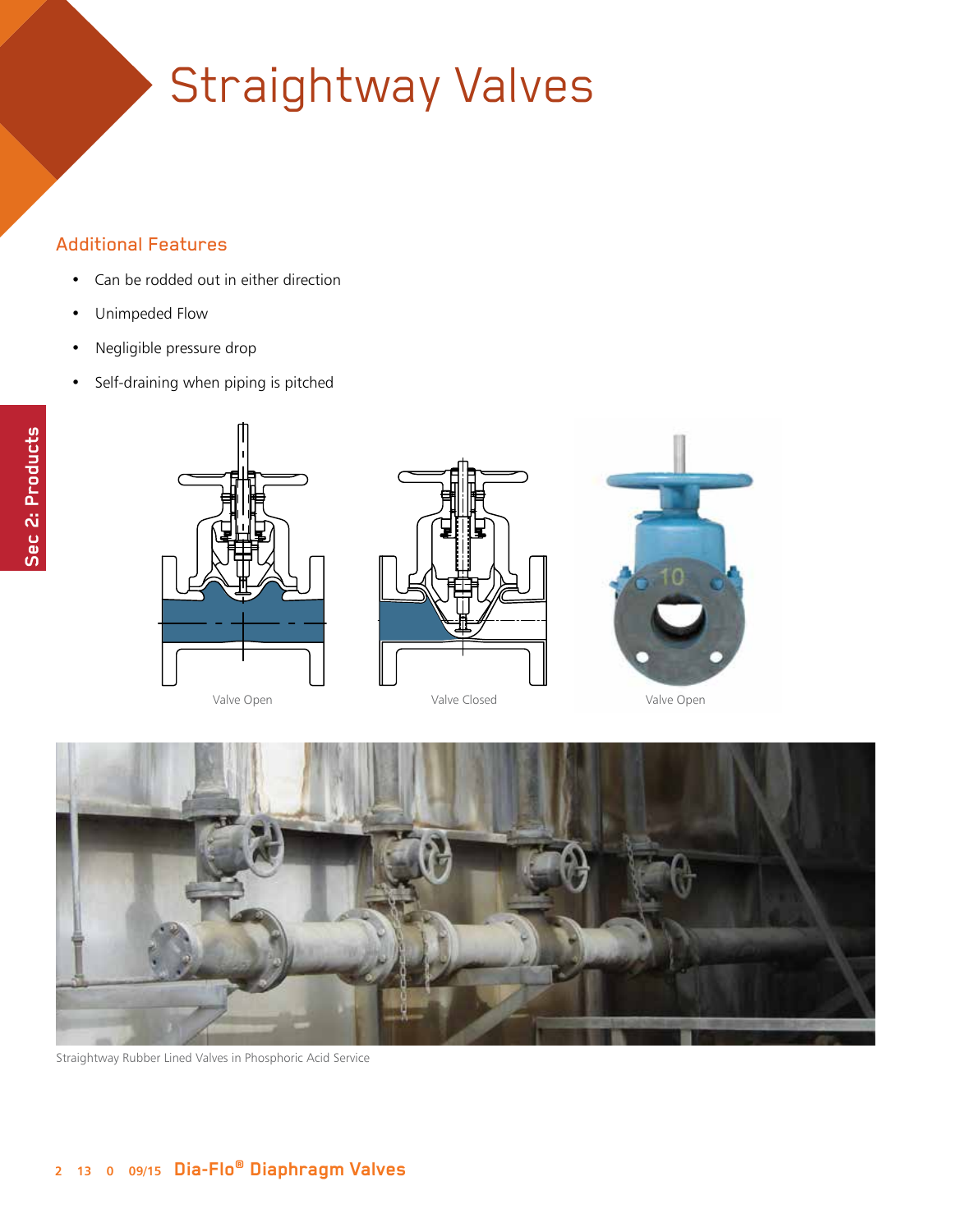# Straightway Valves

## Additional Features

- Can be rodded out in either direction
- Unimpeded Flow
- Negligible pressure drop
- Self-draining when piping is pitched

Valve Open

Valve Closed

Valve Open

Straightway Rubber Lined Valves in Phosphoric Acid Service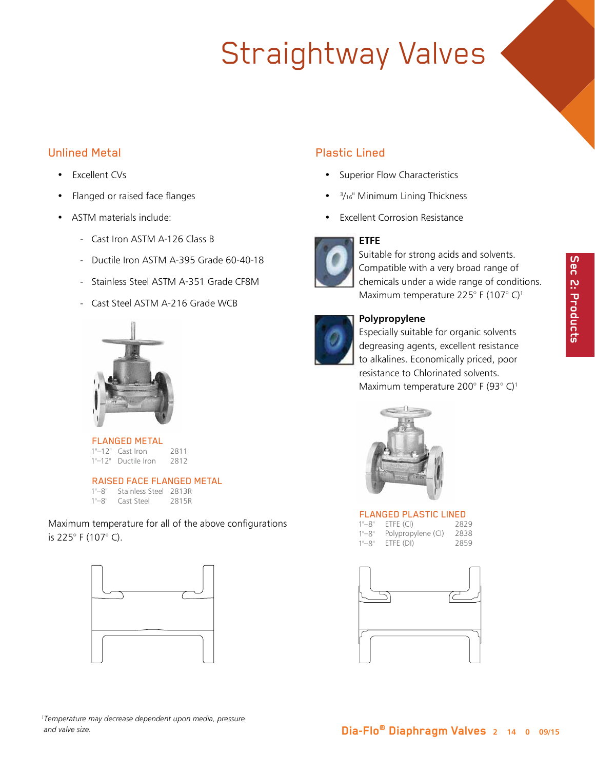# Straightway Valves

## Unlined Metal

- Excellent CVs
- Flanged or raised face flanges
- ASTM materials include:
  - Cast Iron ASTM A-126 Class B
  - Ductile Iron ASTM A-395 Grade 60-40-18
  - Stainless Steel ASTM A-351 Grade CF8M
  - Cast Steel ASTM A-216 Grade WCB

### FLANGED METAL

| Size | Material | No. |
|---|---|---|
| 1"–12" | Cast Iron | 2811 |
| 1"–12" | Ductile Iron | 2812 |

### RAISED FACE FLANGED METAL

| Size | Material | No. |
|---|---|---|
| 1"–8" | Stainless Steel | 2813R |
| 1"–8" | Cast Steel | 2815R |

Maximum temperature for all of the above configurations is 225° F (107° C).

## Plastic Lined

- Superior Flow Characteristics
- 3/16" Minimum Lining Thickness
- Excellent Corrosion Resistance

**ETFE**
Suitable for strong acids and solvents. Compatible with a very broad range of chemicals under a wide range of conditions. Maximum temperature 225° F (107° C)[1]

**Polypropylene**
Especially suitable for organic solvents degreasing agents, excellent resistance to alkalines. Economically priced, poor resistance to Chlorinated solvents. Maximum temperature 200° F (93° C)[1]

### FLANGED PLASTIC LINED

| Size | Material | No. |
|---|---|---|
| 1"–8" | ETFE (CI) | 2829 |
| 1"–8" | Polypropylene (CI) | 2838 |
| 1"–8" | ETFE (DI) | 2859 |

*[1]Temperature may decrease dependent upon media, pressure and valve size.*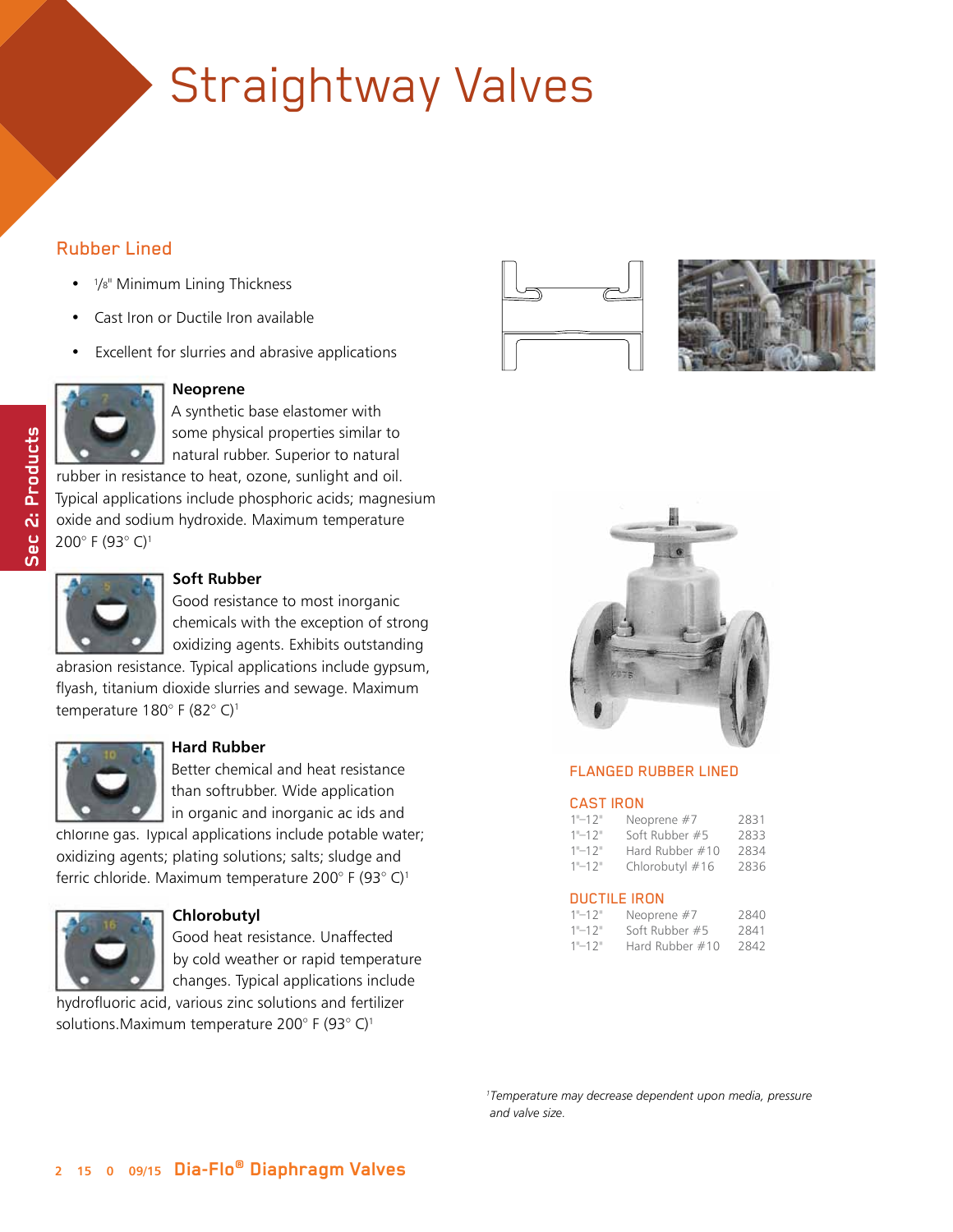# Straightway Valves

## Rubber Lined

- 1/8" Minimum Lining Thickness
- Cast Iron or Ductile Iron available
- Excellent for slurries and abrasive applications

### Neoprene

A synthetic base elastomer with some physical properties similar to natural rubber. Superior to natural rubber in resistance to heat, ozone, sunlight and oil. Typical applications include phosphoric acids; magnesium oxide and sodium hydroxide. Maximum temperature 200° F (93° C)[1]

### Soft Rubber

Good resistance to most inorganic chemicals with the exception of strong oxidizing agents. Exhibits outstanding abrasion resistance. Typical applications include gypsum, flyash, titanium dioxide slurries and sewage. Maximum temperature 180° F (82° C)[1]

### Hard Rubber

Better chemical and heat resistance than softrubber. Wide application in organic and inorganic ac ids and chlorine gas. Typical applications include potable water; oxidizing agents; plating solutions; salts; sludge and ferric chloride. Maximum temperature 200° F (93° C)[1]

### Chlorobutyl

Good heat resistance. Unaffected by cold weather or rapid temperature changes. Typical applications include hydrofluoric acid, various zinc solutions and fertilizer solutions.Maximum temperature 200° F (93° C)[1]

## FLANGED RUBBER LINED

### CAST IRON

| | | |
|---|---|---|
| 1"–12" | Neoprene #7 | 2831 |
| 1"–12" | Soft Rubber #5 | 2833 |
| 1"–12" | Hard Rubber #10 | 2834 |
| 1"–12" | Chlorobutyl #16 | 2836 |

### DUCTILE IRON

| | | |
|---|---|---|
| 1"–12" | Neoprene #7 | 2840 |
| 1"–12" | Soft Rubber #5 | 2841 |
| 1"–12" | Hard Rubber #10 | 2842 |

*[1]Temperature may decrease dependent upon media, pressure and valve size.*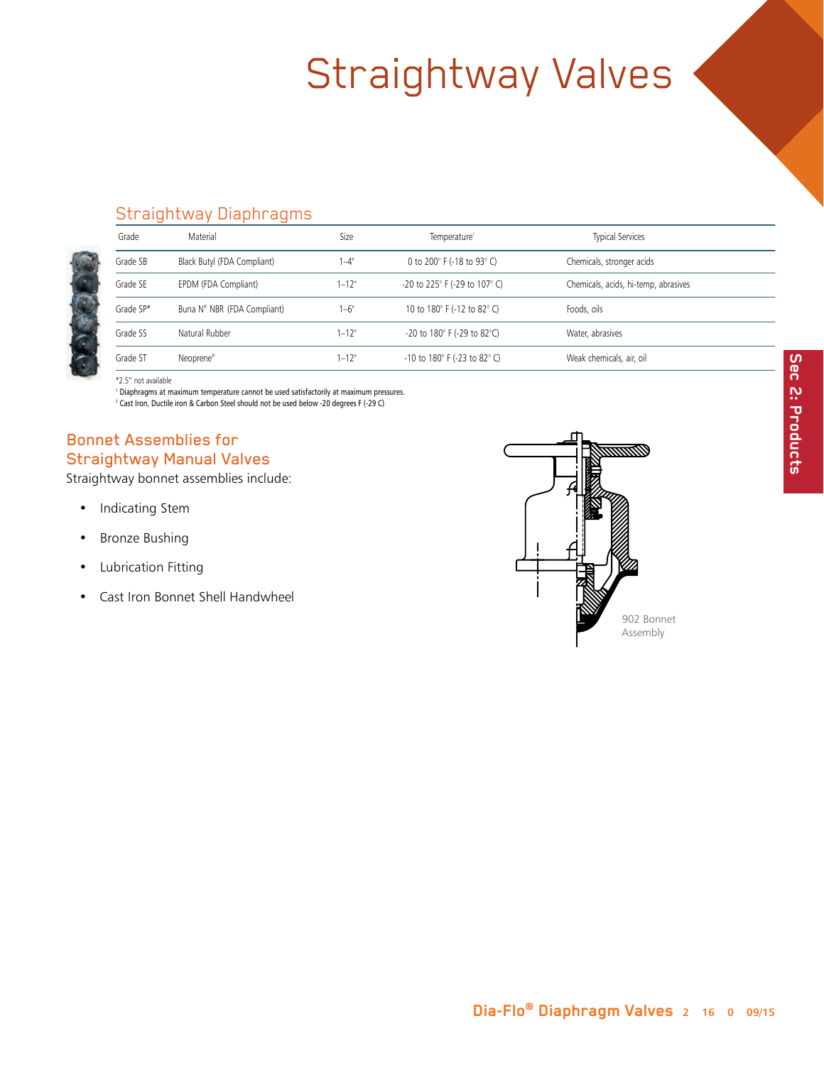# Straightway Valves

## Straightway Diaphragms

| Grade | Material | Size | Temperature[1] | Typical Services |
|---|---|---|---|---|
| Grade SB | Black Butyl (FDA Compliant) | 1–4" | 0 to 200° F (-18 to 93° C) | Chemicals, stronger acids |
| Grade SE | EPDM (FDA Compliant) | 1–12" | -20 to 225° F (-29 to 107° C) | Chemicals, acids, hi-temp, abrasives |
| Grade SP* | Buna N® NBR (FDA Compliant) | 1–6" | 10 to 180° F (-12 to 82° C) | Foods, oils |
| Grade SS | Natural Rubber | 1–12" | -20 to 180° F (-29 to 82°C) | Water, abrasives |
| Grade ST | Neoprene® | 1–12" | -10 to 180° F (-23 to 82° C) | Weak chemicals, air, oil |

*2.5" not available

[1] Diaphragms at maximum temperature cannot be used satisfactorily at maximum pressures.

[2] Cast Iron, Ductile iron & Carbon Steel should not be used below -20 degrees F (-29 C)

## Bonnet Assemblies for Straightway Manual Valves

Straightway bonnet assemblies include:

- Indicating Stem
- Bronze Bushing
- Lubrication Fitting
- Cast Iron Bonnet Shell Handwheel

902 Bonnet Assembly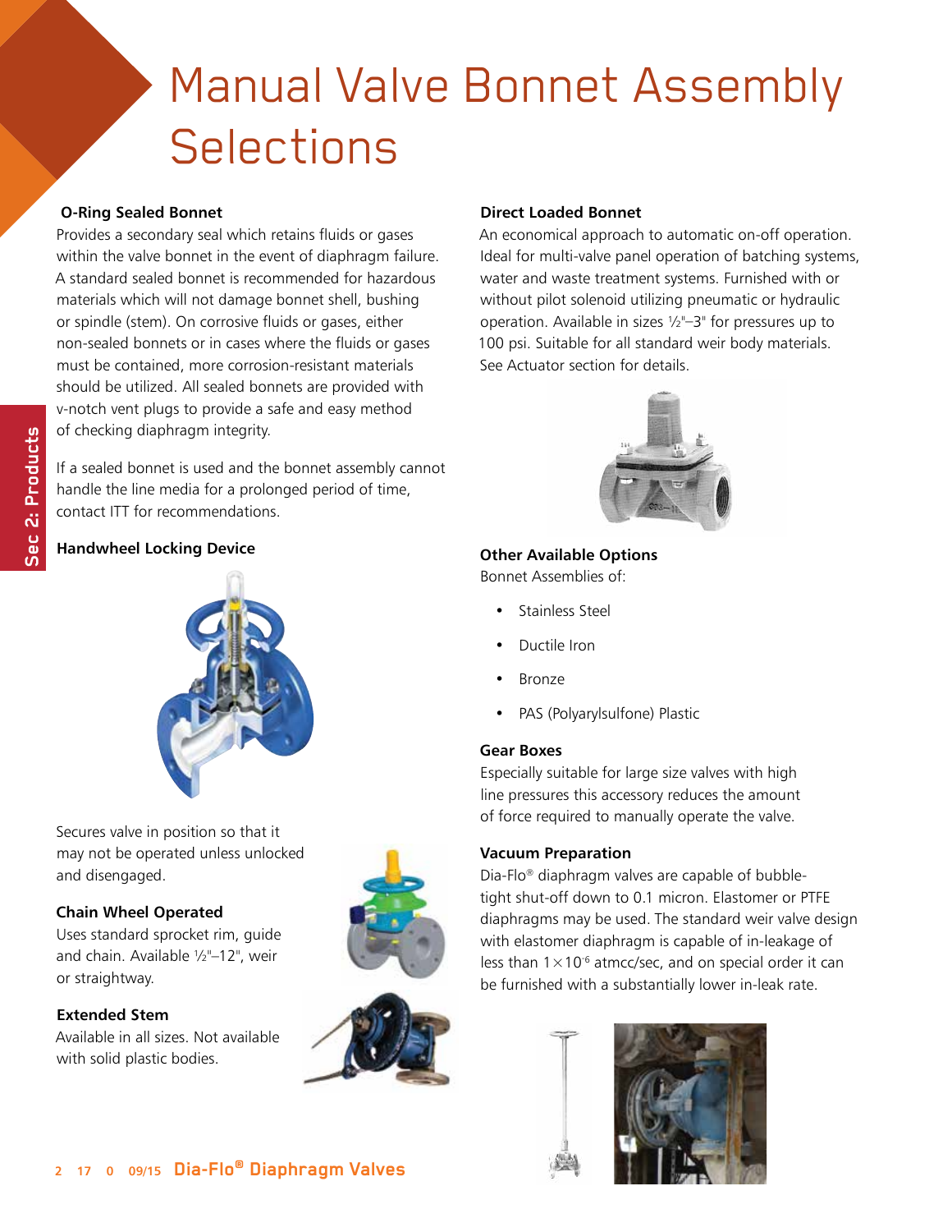# Manual Valve Bonnet Assembly Selections

### O-Ring Sealed Bonnet

Provides a secondary seal which retains fluids or gases within the valve bonnet in the event of diaphragm failure. A standard sealed bonnet is recommended for hazardous materials which will not damage bonnet shell, bushing or spindle (stem). On corrosive fluids or gases, either non-sealed bonnets or in cases where the fluids or gases must be contained, more corrosion-resistant materials should be utilized. All sealed bonnets are provided with v-notch vent plugs to provide a safe and easy method of checking diaphragm integrity.

If a sealed bonnet is used and the bonnet assembly cannot handle the line media for a prolonged period of time, contact ITT for recommendations.

### Handwheel Locking Device

Secures valve in position so that it may not be operated unless unlocked and disengaged.

### Chain Wheel Operated

Uses standard sprocket rim, guide and chain. Available ½"–12", weir or straightway.

### Extended Stem

Available in all sizes. Not available with solid plastic bodies.

### Direct Loaded Bonnet

An economical approach to automatic on-off operation. Ideal for multi-valve panel operation of batching systems, water and waste treatment systems. Furnished with or without pilot solenoid utilizing pneumatic or hydraulic operation. Available in sizes ½"–3" for pressures up to 100 psi. Suitable for all standard weir body materials. See Actuator section for details.

### Other Available Options

Bonnet Assemblies of:

- Stainless Steel
- Ductile Iron
- Bronze
- PAS (Polyarylsulfone) Plastic

### Gear Boxes

Especially suitable for large size valves with high line pressures this accessory reduces the amount of force required to manually operate the valve.

### Vacuum Preparation

Dia-Flo® diaphragm valves are capable of bubble-tight shut-off down to 0.1 micron. Elastomer or PTFE diaphragms may be used. The standard weir valve design with elastomer diaphragm is capable of in-leakage of less than $1 \times 10^{-6}$ atmcc/sec, and on special order it can be furnished with a substantially lower in-leak rate.